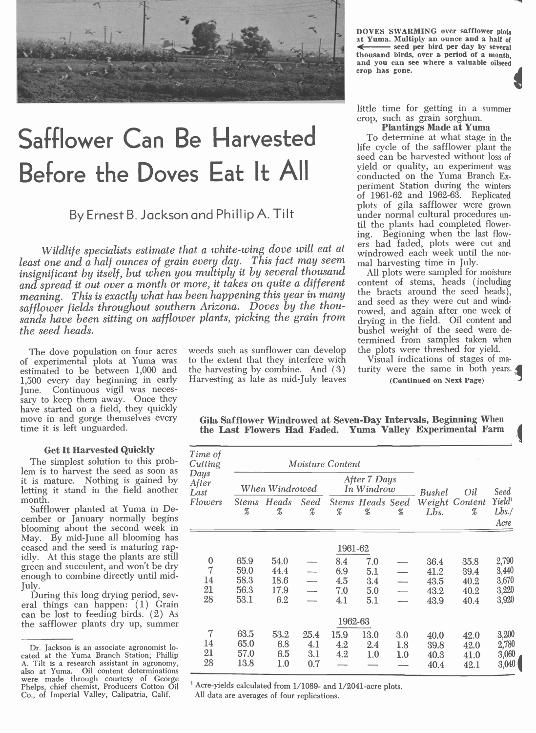DOVES SWARMING over safflower plots at Yuma. Multiply an ounce and a half of ← seed per bird per day by several thousand birds, over a period of a month, and you can see where a valuable oilseed crop has gone.

# Safflower Can Be Harvested Before the Doves Eat It All

By Ernest B. Jackson and Phillip A. Tilt

*Wildlife specialists estimate that a white-wing dove will eat at least one and a half ounces of grain every day. This fact may seem insignificant by itself, but when you multiply it by several thousand and spread it out over a month or more, it takes on quite a different meaning. This is exactly what has been happening this year in many safflower fields throughout southern Arizona. Doves by the thousands have been sitting on safflower plants, picking the grain from the seed heads.*

The dove population on four acres of experimental plots at Yuma was estimated to be between 1,000 and 1,500 every day beginning in early June. Continuous vigil was necessary to keep them away. Once they have started on a field, they quickly move in and gorge themselves every time it is left unguarded.

### Get It Harvested Quickly

The simplest solution to this problem is to harvest the seed as soon as it is mature. Nothing is gained by letting it stand in the field another month.

Safflower planted at Yuma in December or January normally begins blooming about the second week in May. By mid-June all blooming has ceased and the seed is maturing rapidly. At this stage the plants are still green and succulent, and won't be dry enough to combine directly until mid-July.

During this long drying period, several things can happen: (1) Grain can be lost to feeding birds. (2) As the safflower plants dry up, summer weeds such as sunflower can develop to the extent that they interfere with the harvesting by combine. And (3) Harvesting as late as mid-July leaves little time for getting in a summer crop, such as grain sorghum.

### Plantings Made at Yuma

To determine at what stage in the life cycle of the safflower plant the seed can be harvested without loss of yield or quality, an experiment was conducted on the Yuma Branch Experiment Station during the winters of 1961-62 and 1962-63. Replicated plots of gila safflower were grown under normal cultural procedures until the plants had completed flowering. Beginning when the last flowers had faded, plots were cut and windrowed each week until the normal harvesting time in July.

All plots were sampled for moisture content of stems, heads (including the bracts around the seed heads), and seed as they were cut and windrowed, and again after one week of drying in the field. Oil content and bushel weight of the seed were determined from samples taken when the plots were threshed for yield.

Visual indications of stages of maturity were the same in both years.

(Continued on Next Page)

**Gila Safflower Windrowed at Seven-Day Intervals, Beginning When the Last Flowers Had Faded. Yuma Valley Experimental Farm**

| *Time of Cutting Days After Last Flowers* | *Moisture Content* | | | | | | | | |
|---|---|---|---|---|---|---|---|---|---|
| | *When Windrowed* | | | *After 7 Days In Windrow* | | | | | |
| | *Stems %* | *Heads %* | *Seed %* | *Stems %* | *Heads %* | *Seed %* | *Bushel Weight Lbs.* | *Oil Content %* | *Seed Yield[1] Lbs./Acre* |
| | | | | 1961-62 | | | | | |
| 0 | 65.9 | 54.0 | — | 8.4 | 7.0 | — | 36.4 | 35.8 | 2,790 |
| 7 | 59.0 | 44.4 | — | 6.9 | 5.1 | — | 41.2 | 39.4 | 3,440 |
| 14 | 58.3 | 18.6 | — | 4.5 | 3.4 | — | 43.5 | 40.2 | 3,670 |
| 21 | 56.3 | 17.9 | — | 7.0 | 5.0 | — | 43.2 | 40.2 | 3,220 |
| 28 | 53.1 | 6.2 | — | 4.1 | 5.1 | — | 43.9 | 40.4 | 3,920 |
| | | | | 1962-63 | | | | | |
| 7 | 63.5 | 53.2 | 25.4 | 15.9 | 13.0 | 3.0 | 40.0 | 42.0 | 3,200 |
| 14 | 65.0 | 6.8 | 4.1 | 4.2 | 2.4 | 1.8 | 39.8 | 42.0 | 2,780 |
| 21 | 57.0 | 6.5 | 3.1 | 4.2 | 1.0 | 1.0 | 40.3 | 41.0 | 3,060 |
| 28 | 13.8 | 1.0 | 0.7 | — | — | — | 40.4 | 42.1 | 3,040 |

[1] Acre-yields calculated from 1/1089- and 1/2041-acre plots.
All data are averages of four replications.

Dr. Jackson is an associate agronomist located at the Yuma Branch Station; Phillip A. Tilt is a research assistant in agronomy, also at Yuma. Oil content determinations were made through courtesy of George Phelps, chief chemist, Producers Cotton Oil Co., of Imperial Valley, Calipatria, Calif.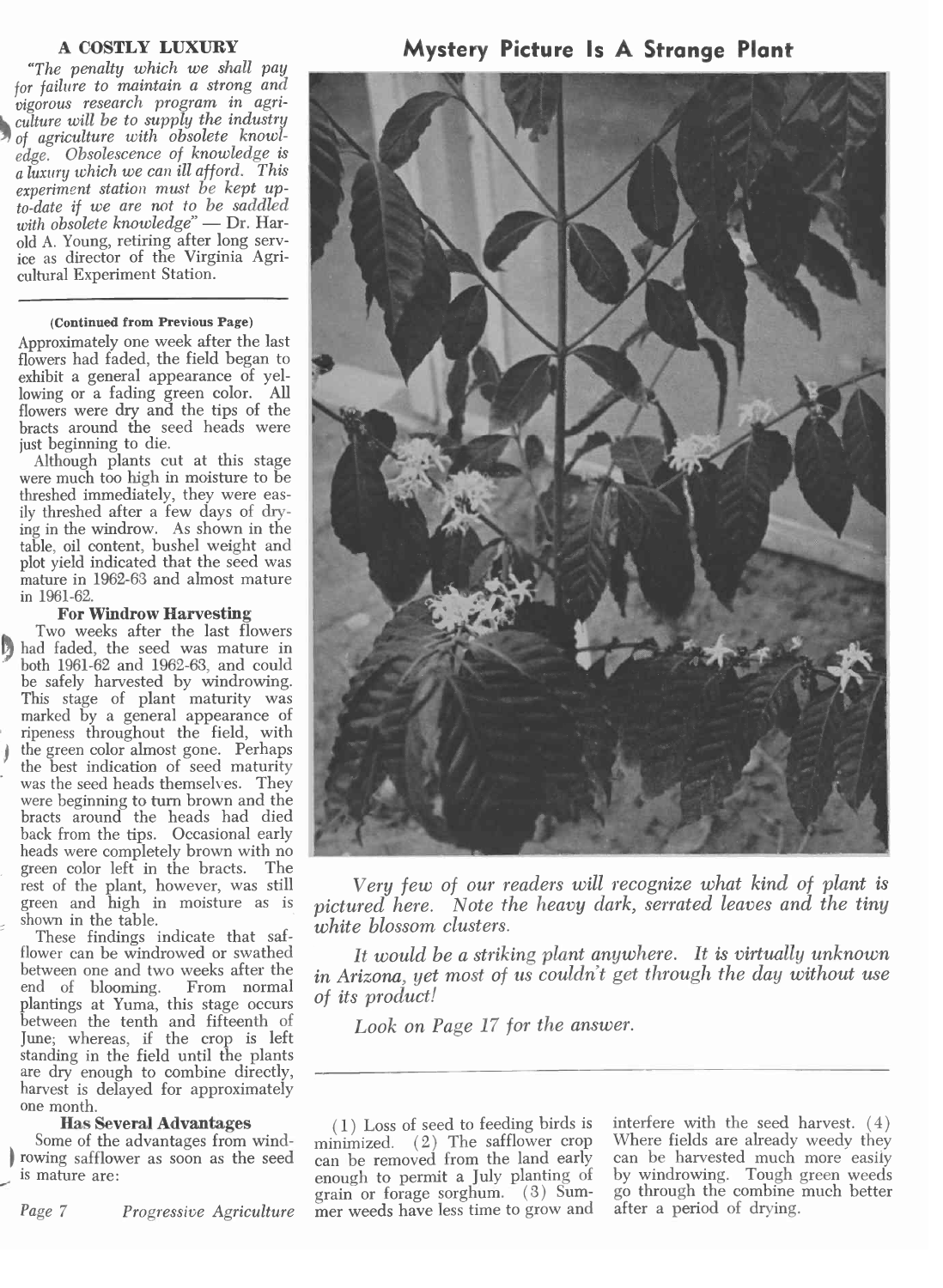### A COSTLY LUXURY

*"The penalty which we shall pay for failure to maintain a strong and vigorous research program in agriculture will be to supply the industry of agriculture with obsolete knowledge. Obsolescence of knowledge is a luxury which we can ill afford. This experiment station must be kept up-to-date if we are not to be saddled with obsolete knowledge"* — Dr. Harold A. Young, retiring after long service as director of the Virginia Agricultural Experiment Station.

**(Continued from Previous Page)**

Approximately one week after the last flowers had faded, the field began to exhibit a general appearance of yellowing or a fading green color. All flowers were dry and the tips of the bracts around the seed heads were just beginning to die.

Although plants cut at this stage were much too high in moisture to be threshed immediately, they were easily threshed after a few days of drying in the windrow. As shown in the table, oil content, bushel weight and plot yield indicated that the seed was mature in 1962-63 and almost mature in 1961-62.

#### For Windrow Harvesting

Two weeks after the last flowers had faded, the seed was mature in both 1961-62 and 1962-63, and could be safely harvested by windrowing. This stage of plant maturity was marked by a general appearance of ripeness throughout the field, with the green color almost gone. Perhaps the best indication of seed maturity was the seed heads themselves. They were beginning to turn brown and the bracts around the heads had died back from the tips. Occasional early heads were completely brown with no green color left in the bracts. The rest of the plant, however, was still green and high in moisture as is shown in the table.

These findings indicate that safflower can be windrowed or swathed between one and two weeks after the end of blooming. From normal plantings at Yuma, this stage occurs between the tenth and fifteenth of June; whereas, if the crop is left standing in the field until the plants are dry enough to combine directly, harvest is delayed for approximately one month.

#### Has Several Advantages

Some of the advantages from windrowing safflower as soon as the seed is mature are:

(1) Loss of seed to feeding birds is minimized. (2) The safflower crop can be removed from the land early enough to permit a July planting of grain or forage sorghum. (3) Summer weeds have less time to grow and interfere with the seed harvest. (4) Where fields are already weedy they can be harvested much more easily by windrowing. Tough green weeds go through the combine much better after a period of drying.

## Mystery Picture Is A Strange Plant

*Very few of our readers will recognize what kind of plant is pictured here. Note the heavy dark, serrated leaves and the tiny white blossom clusters.*

*It would be a striking plant anywhere. It is virtually unknown in Arizona, yet most of us couldn't get through the day without use of its product!*

*Look on Page 17 for the answer.*